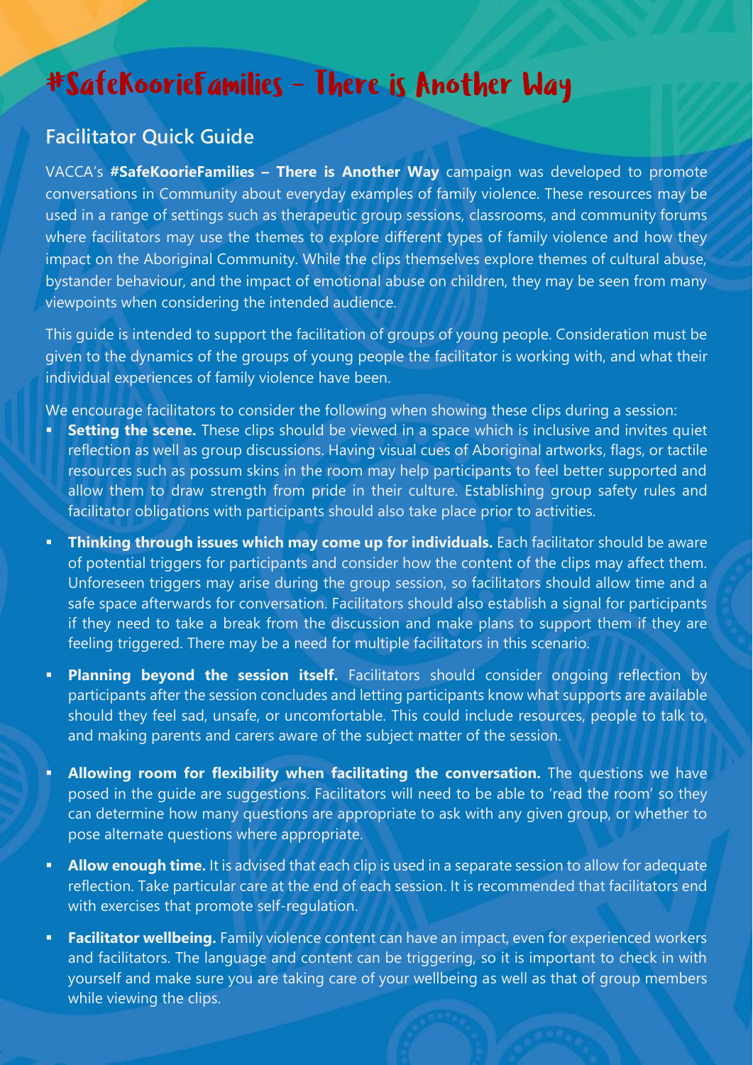# #SafeKoorieFamilies - There is Another Way

## Facilitator Quick Guide

VACCA's **#SafeKoorieFamilies – There is Another Way** campaign was developed to promote conversations in Community about everyday examples of family violence. These resources may be used in a range of settings such as therapeutic group sessions, classrooms, and community forums where facilitators may use the themes to explore different types of family violence and how they impact on the Aboriginal Community. While the clips themselves explore themes of cultural abuse, bystander behaviour, and the impact of emotional abuse on children, they may be seen from many viewpoints when considering the intended audience.

This guide is intended to support the facilitation of groups of young people. Consideration must be given to the dynamics of the groups of young people the facilitator is working with, and what their individual experiences of family violence have been.

We encourage facilitators to consider the following when showing these clips during a session:

- **Setting the scene.** These clips should be viewed in a space which is inclusive and invites quiet reflection as well as group discussions. Having visual cues of Aboriginal artworks, flags, or tactile resources such as possum skins in the room may help participants to feel better supported and allow them to draw strength from pride in their culture. Establishing group safety rules and facilitator obligations with participants should also take place prior to activities.
- **Thinking through issues which may come up for individuals.** Each facilitator should be aware of potential triggers for participants and consider how the content of the clips may affect them. Unforeseen triggers may arise during the group session, so facilitators should allow time and a safe space afterwards for conversation. Facilitators should also establish a signal for participants if they need to take a break from the discussion and make plans to support them if they are feeling triggered. There may be a need for multiple facilitators in this scenario.
- **Planning beyond the session itself.** Facilitators should consider ongoing reflection by participants after the session concludes and letting participants know what supports are available should they feel sad, unsafe, or uncomfortable. This could include resources, people to talk to, and making parents and carers aware of the subject matter of the session.
- **Allowing room for flexibility when facilitating the conversation.** The questions we have posed in the guide are suggestions. Facilitators will need to be able to 'read the room' so they can determine how many questions are appropriate to ask with any given group, or whether to pose alternate questions where appropriate.
- **Allow enough time.** It is advised that each clip is used in a separate session to allow for adequate reflection. Take particular care at the end of each session. It is recommended that facilitators end with exercises that promote self-regulation.
- **Facilitator wellbeing.** Family violence content can have an impact, even for experienced workers and facilitators. The language and content can be triggering, so it is important to check in with yourself and make sure you are taking care of your wellbeing as well as that of group members while viewing the clips.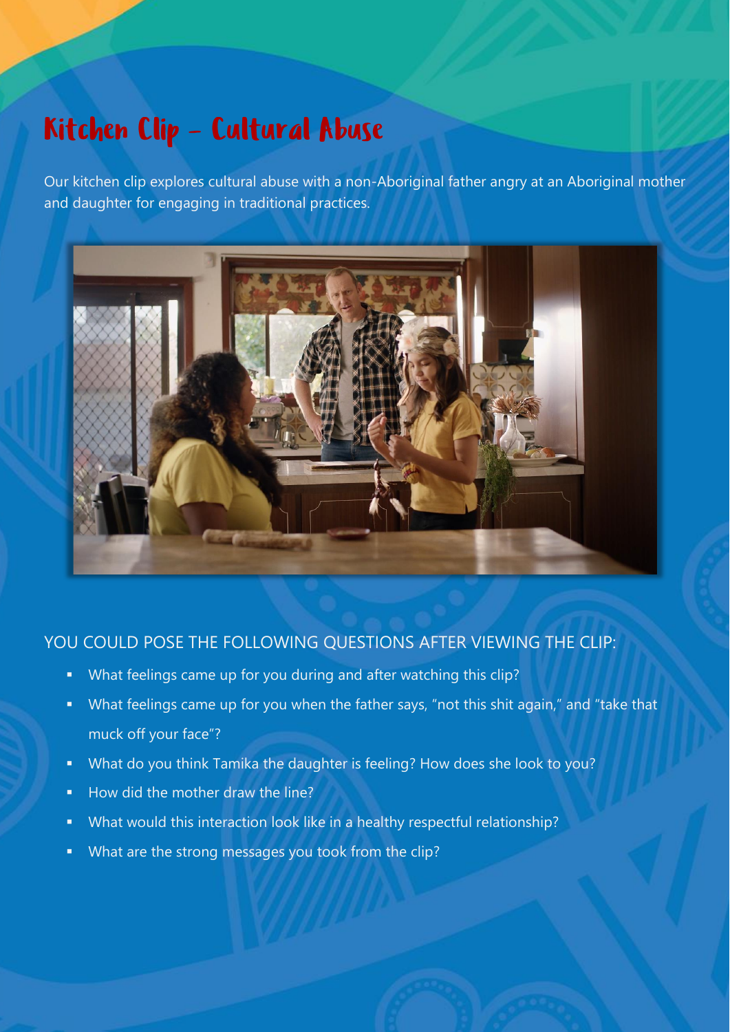# Kitchen Clip – Cultural Abuse

Our kitchen clip explores cultural abuse with a non-Aboriginal father angry at an Aboriginal mother and daughter for engaging in traditional practices.

## YOU COULD POSE THE FOLLOWING QUESTIONS AFTER VIEWING THE CLIP:

- What feelings came up for you during and after watching this clip?
- What feelings came up for you when the father says, "not this shit again," and "take that muck off your face"?
- What do you think Tamika the daughter is feeling? How does she look to you?
- How did the mother draw the line?
- What would this interaction look like in a healthy respectful relationship?
- What are the strong messages you took from the clip?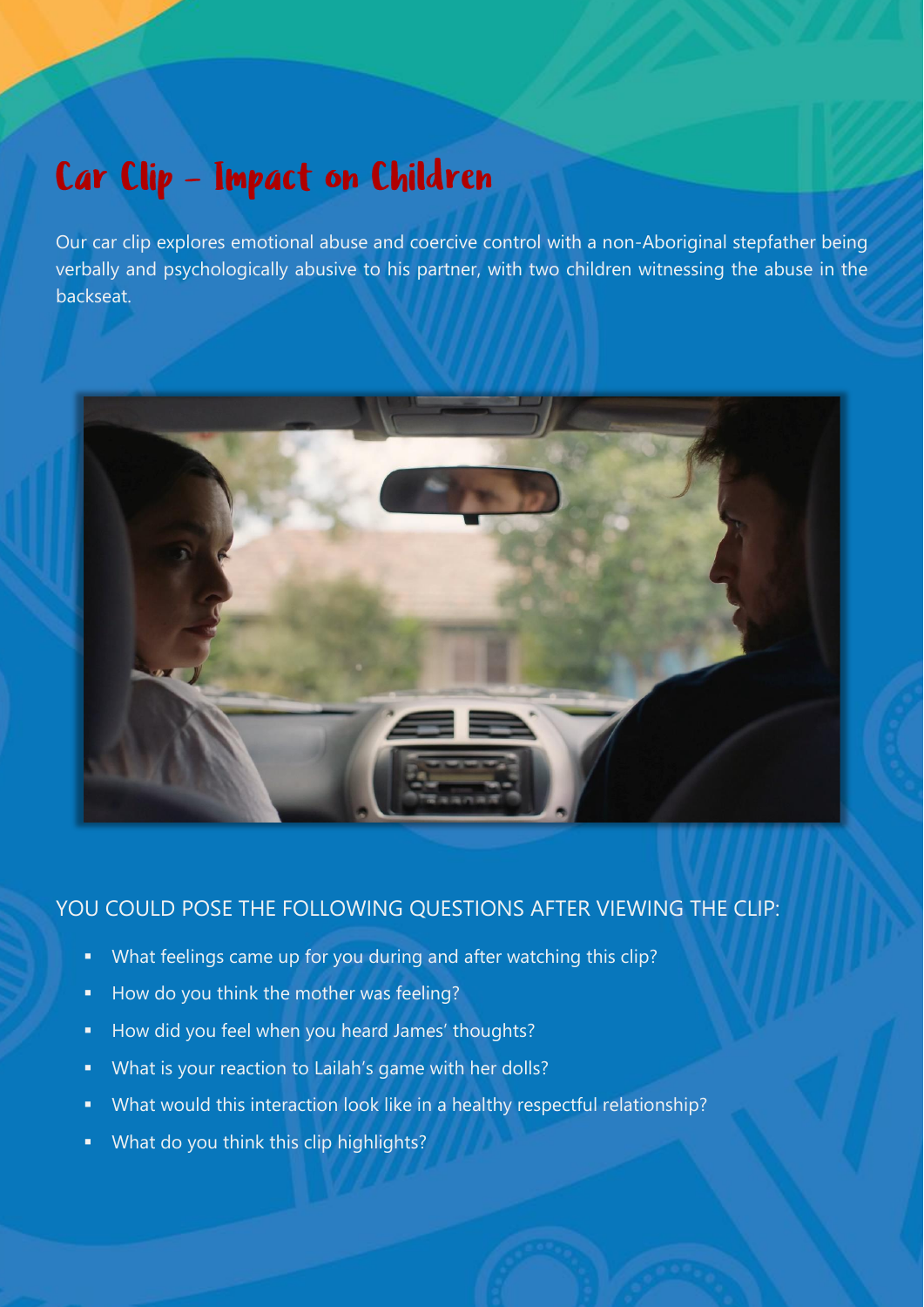# Car Clip – Impact on Children

Our car clip explores emotional abuse and coercive control with a non-Aboriginal stepfather being verbally and psychologically abusive to his partner, with two children witnessing the abuse in the backseat.

## YOU COULD POSE THE FOLLOWING QUESTIONS AFTER VIEWING THE CLIP:

- What feelings came up for you during and after watching this clip?
- How do you think the mother was feeling?
- How did you feel when you heard James' thoughts?
- What is your reaction to Lailah's game with her dolls?
- What would this interaction look like in a healthy respectful relationship?
- What do you think this clip highlights?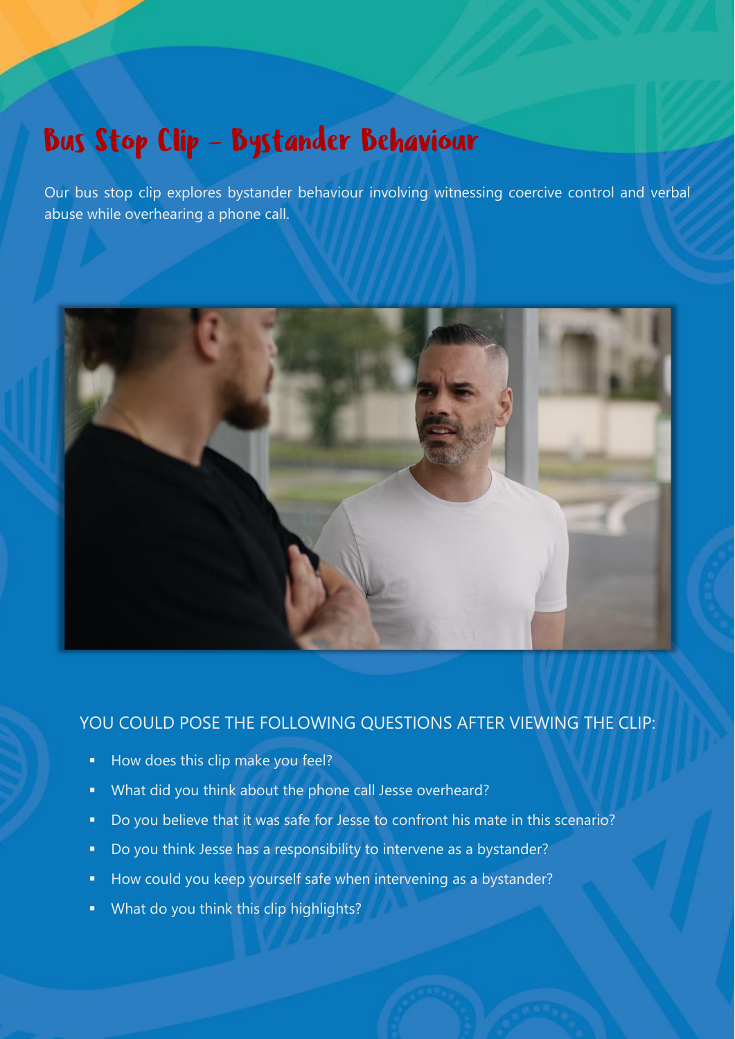# Bus Stop Clip – Bystander Behaviour

Our bus stop clip explores bystander behaviour involving witnessing coercive control and verbal abuse while overhearing a phone call.

## YOU COULD POSE THE FOLLOWING QUESTIONS AFTER VIEWING THE CLIP:

- How does this clip make you feel?
- What did you think about the phone call Jesse overheard?
- Do you believe that it was safe for Jesse to confront his mate in this scenario?
- Do you think Jesse has a responsibility to intervene as a bystander?
- How could you keep yourself safe when intervening as a bystander?
- What do you think this clip highlights?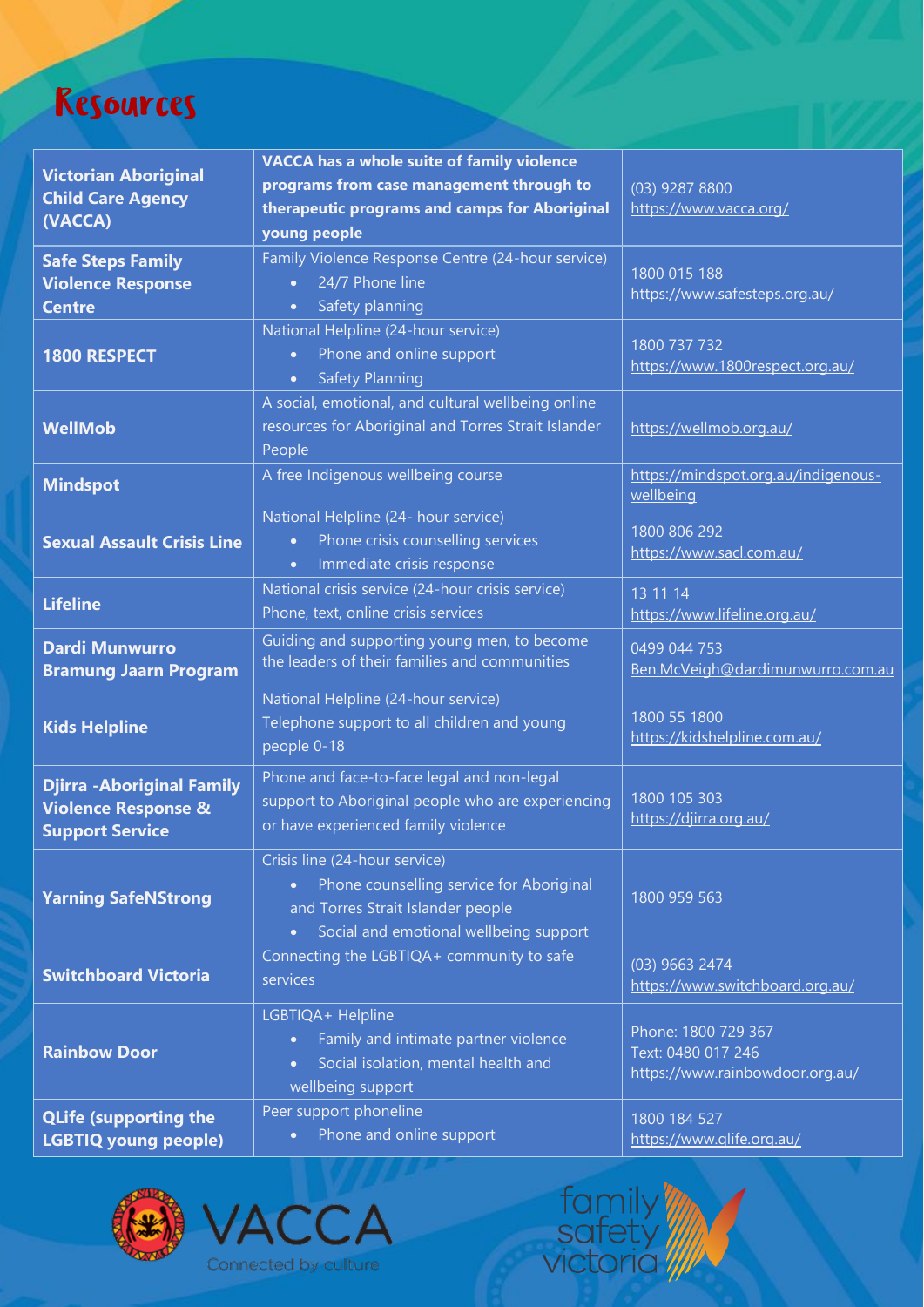# Resources

| | | |
|---|---|---|
| **Victorian Aboriginal Child Care Agency (VACCA)** | **VACCA has a whole suite of family violence programs from case management through to therapeutic programs and camps for Aboriginal young people** | (03) 9287 8800<br>https://www.vacca.org/ |
| **Safe Steps Family Violence Response Centre** | Family Violence Response Centre (24-hour service)<br>• 24/7 Phone line<br>• Safety planning | 1800 015 188<br>https://www.safesteps.org.au/ |
| **1800 RESPECT** | National Helpline (24-hour service)<br>• Phone and online support<br>• Safety Planning | 1800 737 732<br>https://www.1800respect.org.au/ |
| **WellMob** | A social, emotional, and cultural wellbeing online resources for Aboriginal and Torres Strait Islander People | https://wellmob.org.au/ |
| **Mindspot** | A free Indigenous wellbeing course | https://mindspot.org.au/indigenous-wellbeing |
| **Sexual Assault Crisis Line** | National Helpline (24- hour service)<br>• Phone crisis counselling services<br>• Immediate crisis response | 1800 806 292<br>https://www.sacl.com.au/ |
| **Lifeline** | National crisis service (24-hour crisis service)<br>Phone, text, online crisis services | 13 11 14<br>https://www.lifeline.org.au/ |
| **Dardi Munwurro Bramung Jaarn Program** | Guiding and supporting young men, to become the leaders of their families and communities | 0499 044 753<br>Ben.McVeigh@dardimunwurro.com.au |
| **Kids Helpline** | National Helpline (24-hour service)<br>Telephone support to all children and young people 0-18 | 1800 55 1800<br>https://kidshelpline.com.au/ |
| **Djirra -Aboriginal Family Violence Response & Support Service** | Phone and face-to-face legal and non-legal support to Aboriginal people who are experiencing or have experienced family violence | 1800 105 303<br>https://djirra.org.au/ |
| **Yarning SafeNStrong** | Crisis line (24-hour service)<br>• Phone counselling service for Aboriginal and Torres Strait Islander people<br>• Social and emotional wellbeing support | 1800 959 563 |
| **Switchboard Victoria** | Connecting the LGBTIQA+ community to safe services | (03) 9663 2474<br>https://www.switchboard.org.au/ |
| **Rainbow Door** | LGBTIQA+ Helpline<br>• Family and intimate partner violence<br>• Social isolation, mental health and wellbeing support | Phone: 1800 729 367<br>Text: 0480 017 246<br>https://www.rainbowdoor.org.au/ |
| **QLife (supporting the LGBTIQ young people)** | Peer support phoneline<br>• Phone and online support | 1800 184 527<br>https://www.qlife.org.au/ |

VACCA Connected by culture

family safety victoria